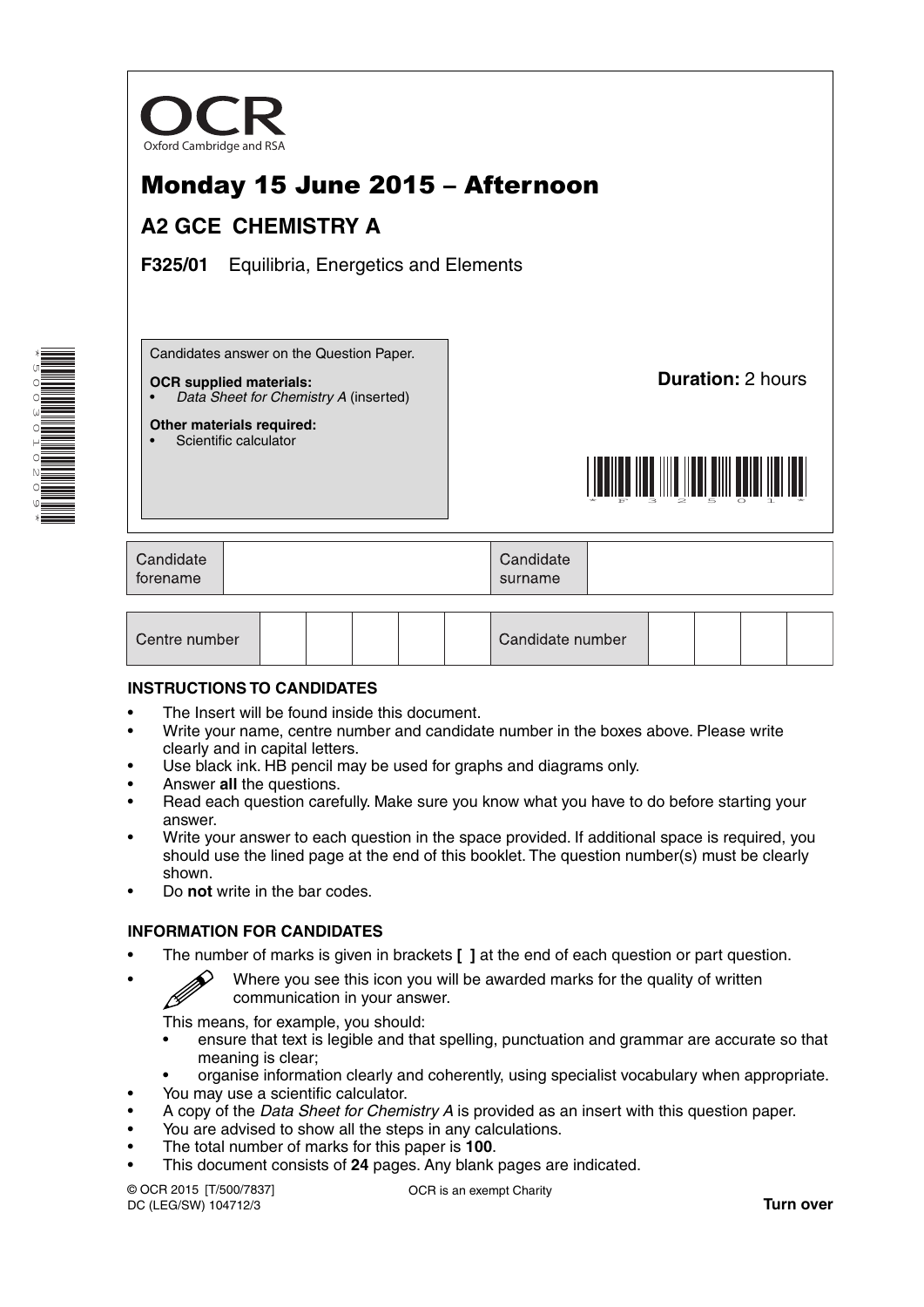OCR

Oxford Cambridge and RSA

# Monday 15 June 2015 – Afternoon

## A2 GCE CHEMISTRY A

**F325/01** Equilibria, Energetics and Elements

Candidates answer on the Question Paper.

**OCR supplied materials:**
- *Data Sheet for Chemistry A* (inserted)

**Other materials required:**
- Scientific calculator

**Duration:** 2 hours

| Candidate forename | | Candidate surname | |
|---|---|---|---|

| Centre number | | | | | | Candidate number | | | | |
|---|---|---|---|---|---|---|---|---|---|---|

### INSTRUCTIONS TO CANDIDATES

- The Insert will be found inside this document.
- Write your name, centre number and candidate number in the boxes above. Please write clearly and in capital letters.
- Use black ink. HB pencil may be used for graphs and diagrams only.
- Answer **all** the questions.
- Read each question carefully. Make sure you know what you have to do before starting your answer.
- Write your answer to each question in the space provided. If additional space is required, you should use the lined page at the end of this booklet. The question number(s) must be clearly shown.
- Do **not** write in the bar codes.

### INFORMATION FOR CANDIDATES

- The number of marks is given in brackets **[ ]** at the end of each question or part question.
- Where you see this icon you will be awarded marks for the quality of written communication in your answer.

  This means, for example, you should:
  - ensure that text is legible and that spelling, punctuation and grammar are accurate so that meaning is clear;
  - organise information clearly and coherently, using specialist vocabulary when appropriate.
- You may use a scientific calculator.
- A copy of the *Data Sheet for Chemistry A* is provided as an insert with this question paper.
- You are advised to show all the steps in any calculations.
- The total number of marks for this paper is **100**.
- This document consists of **24** pages. Any blank pages are indicated.

© OCR 2015 [T/500/7837]
DC (LEG/SW) 104712/3

OCR is an exempt Charity

**Turn over**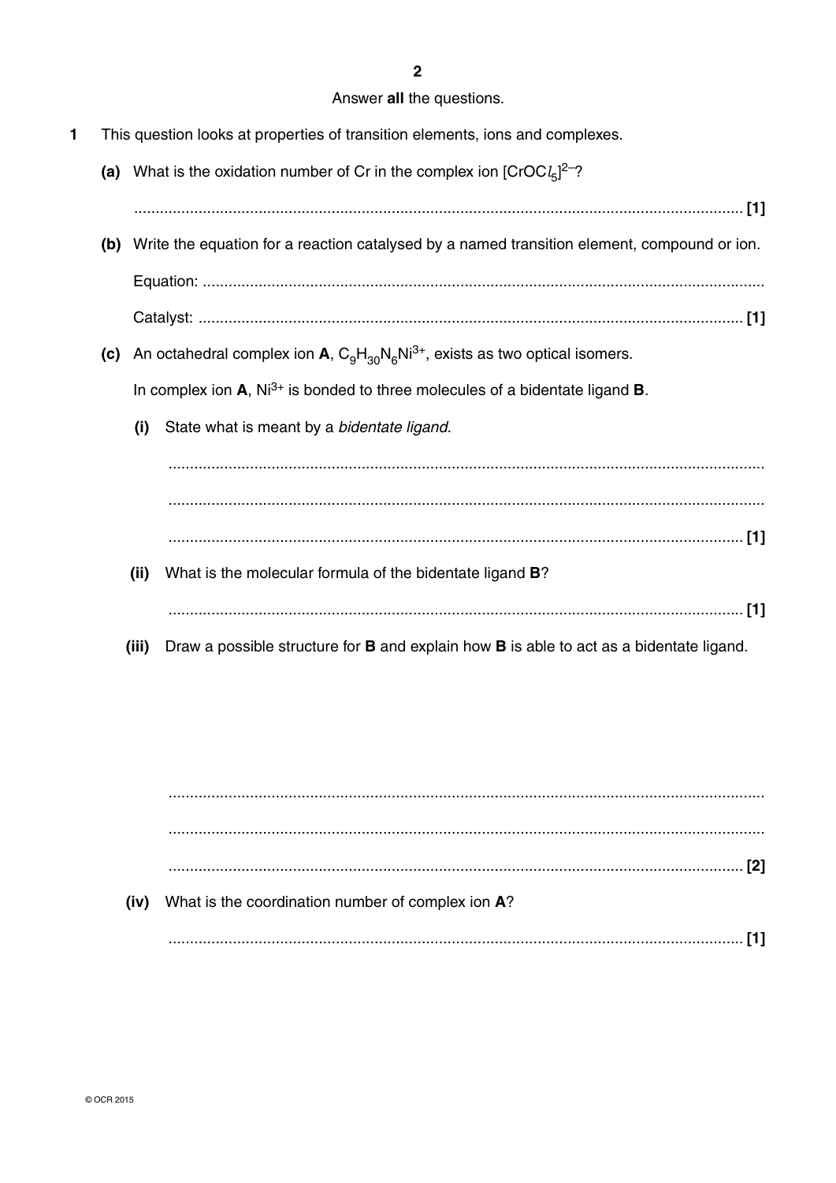Answer **all** the questions.

**1** This question looks at properties of transition elements, ions and complexes.

**(a)** What is the oxidation number of Cr in the complex ion $[CrOCl_5]^{2-}$?

.............................................................................................................................................. **[1]**

**(b)** Write the equation for a reaction catalysed by a named transition element, compound or ion.

Equation: ..................................................................................................................................

Catalyst: .............................................................................................................................. **[1]**

**(c)** An octahedral complex ion **A**, $C_9H_{30}N_6Ni^{3+}$, exists as two optical isomers.

In complex ion **A**, $Ni^{3+}$ is bonded to three molecules of a bidentate ligand **B**.

**(i)** State what is meant by a *bidentate ligand*.

..............................................................................................................................................

..............................................................................................................................................

.............................................................................................................................................. **[1]**

**(ii)** What is the molecular formula of the bidentate ligand **B**?

.............................................................................................................................................. **[1]**

**(iii)** Draw a possible structure for **B** and explain how **B** is able to act as a bidentate ligand.

..............................................................................................................................................

..............................................................................................................................................

.............................................................................................................................................. **[2]**

**(iv)** What is the coordination number of complex ion **A**?

.............................................................................................................................................. **[1]**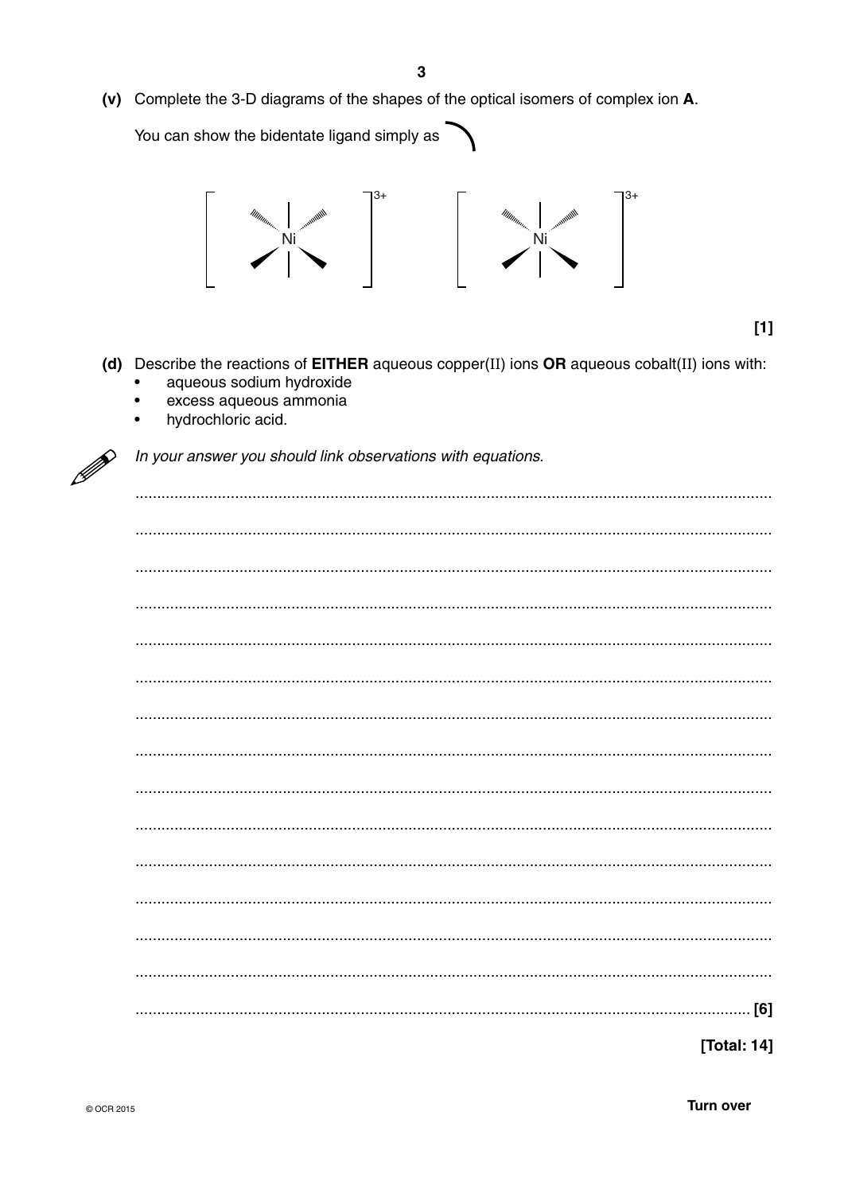**(v)** Complete the 3-D diagrams of the shapes of the optical isomers of complex ion **A**.

You can show the bidentate ligand simply as ⌒

$$\left[ \; Ni \; \right]^{3+} \qquad \left[ \; Ni \; \right]^{3+}$$

**[1]**

**(d)** Describe the reactions of **EITHER** aqueous copper(II) ions **OR** aqueous cobalt(II) ions with:

- aqueous sodium hydroxide
- excess aqueous ammonia
- hydrochloric acid.

*In your answer you should link observations with equations.*

.......................................................................................................................................

.......................................................................................................................................

.......................................................................................................................................

.......................................................................................................................................

.......................................................................................................................................

.......................................................................................................................................

.......................................................................................................................................

.......................................................................................................................................

.......................................................................................................................................

.......................................................................................................................................

.......................................................................................................................................

.......................................................................................................................................

.......................................................................................................................................

.......................................................................................................................................

....................................................................................................................................... **[6]**

**[Total: 14]**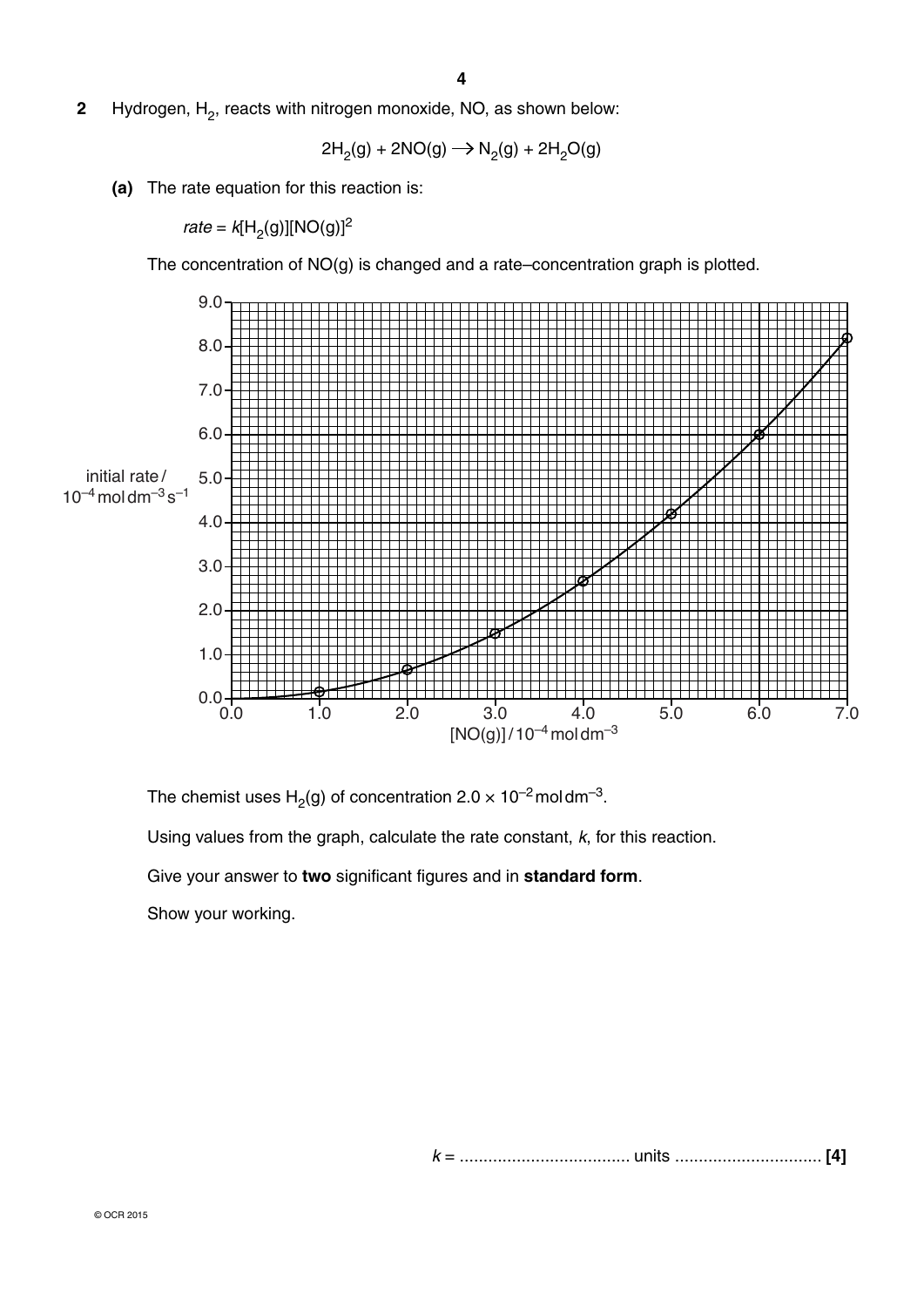**2** Hydrogen, $H_2$, reacts with nitrogen monoxide, NO, as shown below:

$$2H_2(g) + 2NO(g) \rightarrow N_2(g) + 2H_2O(g)$$

**(a)** The rate equation for this reaction is:

*rate* = $k[H_2(g)][NO(g)]^2$

The concentration of NO(g) is changed and a rate–concentration graph is plotted.

The chemist uses $H_2(g)$ of concentration $2.0 \times 10^{-2}$ mol dm$^{-3}$.

Using values from the graph, calculate the rate constant, $k$, for this reaction.

Give your answer to **two** significant figures and in **standard form**.

Show your working.

$k$ = .................................... units ............................... **[4]**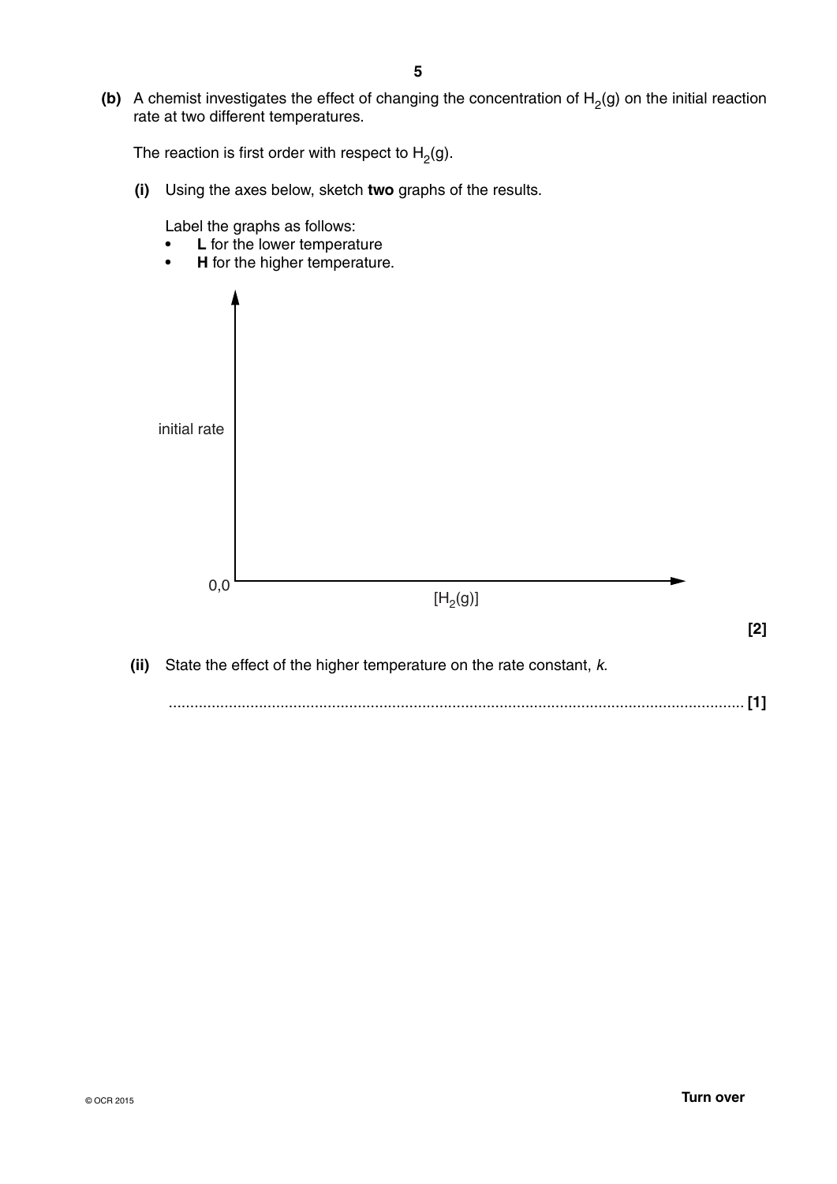**(b)** A chemist investigates the effect of changing the concentration of $H_2(g)$ on the initial reaction rate at two different temperatures.

The reaction is first order with respect to $H_2(g)$.

**(i)** Using the axes below, sketch **two** graphs of the results.

Label the graphs as follows:

- **L** for the lower temperature
- **H** for the higher temperature.

initial rate

0,0

$[H_2(g)]$

**[2]**

**(ii)** State the effect of the higher temperature on the rate constant, *k*.

........................................................................................................................................ **[1]**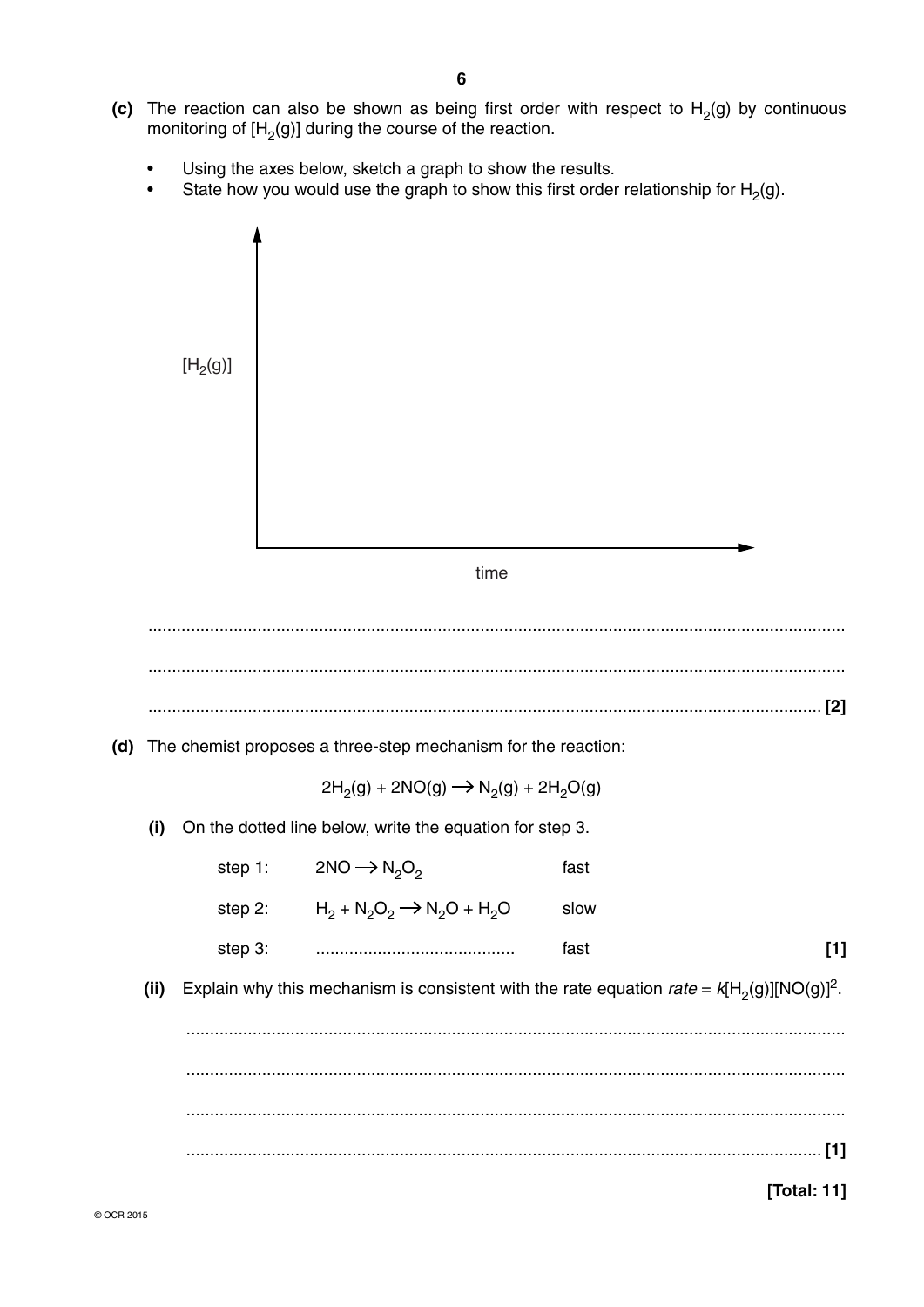**(c)** The reaction can also be shown as being first order with respect to $H_2(g)$ by continuous monitoring of $[H_2(g)]$ during the course of the reaction.

- Using the axes below, sketch a graph to show the results.
- State how you would use the graph to show this first order relationship for $H_2(g)$.

$[H_2(g)]$

time

..................................................................................................................................................

..................................................................................................................................................

.............................................................................................................................................. **[2]**

**(d)** The chemist proposes a three-step mechanism for the reaction:

$$2H_2(g) + 2NO(g) \rightarrow N_2(g) + 2H_2O(g)$$

**(i)** On the dotted line below, write the equation for step 3.

| | | |
|---|---|---|
| step 1: | $2NO \rightarrow N_2O_2$ | fast |
| step 2: | $H_2 + N_2O_2 \rightarrow N_2O + H_2O$ | slow |
| step 3: | .......................................... | fast |

**[1]**

**(ii)** Explain why this mechanism is consistent with the rate equation *rate* = $k[H_2(g)][NO(g)]^2$.

..................................................................................................................................................

..................................................................................................................................................

..................................................................................................................................................

.............................................................................................................................................. **[1]**

**[Total: 11]**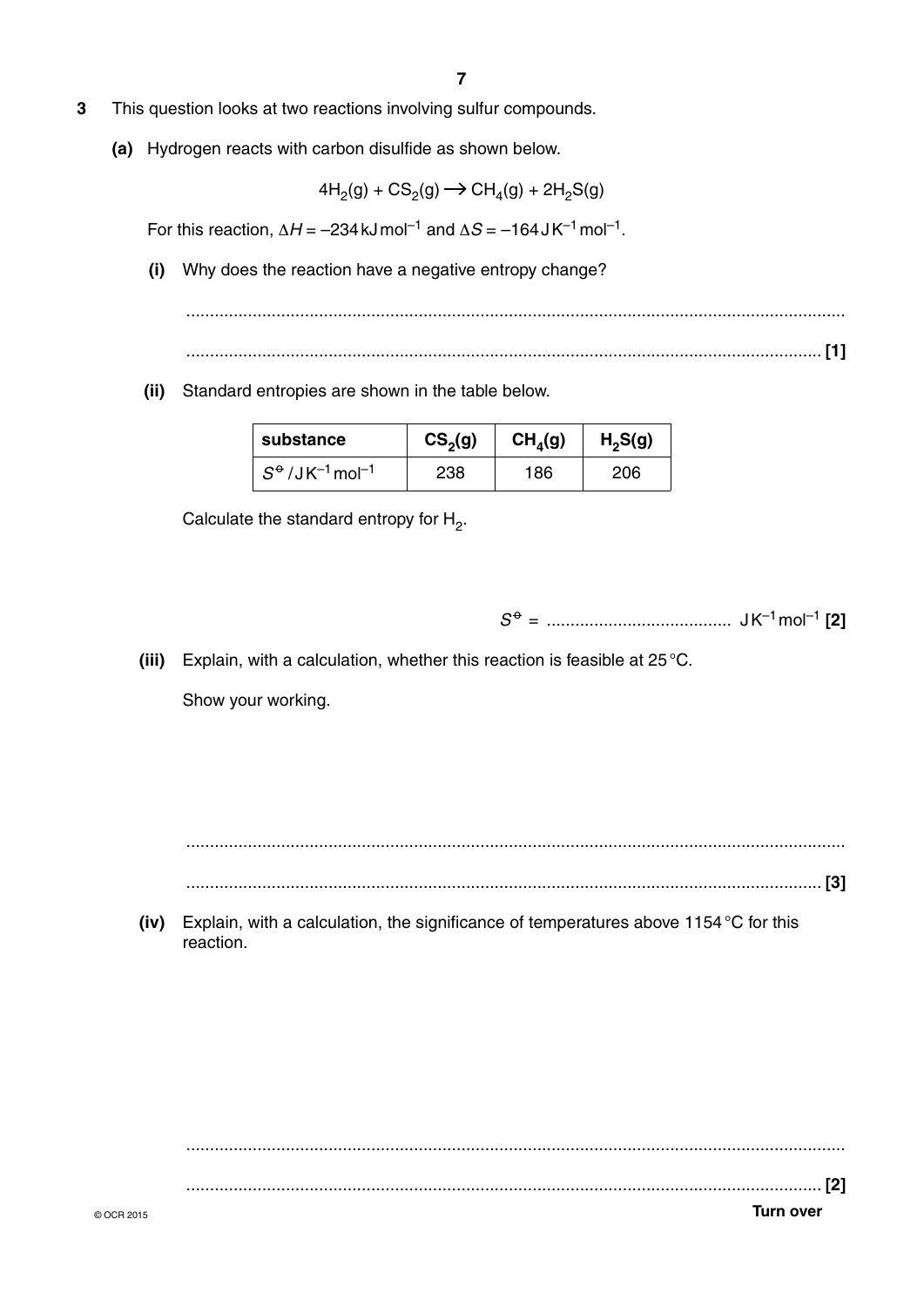**3** This question looks at two reactions involving sulfur compounds.

**(a)** Hydrogen reacts with carbon disulfide as shown below.

$$4H_2(g) + CS_2(g) \longrightarrow CH_4(g) + 2H_2S(g)$$

For this reaction, $\Delta H = -234\,\text{kJ mol}^{-1}$ and $\Delta S = -164\,\text{J K}^{-1}\,\text{mol}^{-1}$.

**(i)** Why does the reaction have a negative entropy change?

...............................................................................................................................................

............................................................................................................................................... **[1]**

**(ii)** Standard entropies are shown in the table below.

| substance | $CS_2(g)$ | $CH_4(g)$ | $H_2S(g)$ |
|---|---|---|---|
| $S^{\ominus}/\text{J K}^{-1}\,\text{mol}^{-1}$ | 238 | 186 | 206 |

Calculate the standard entropy for $H_2$.

$S^{\ominus}$ = ...................................... $\text{J K}^{-1}\,\text{mol}^{-1}$ **[2]**

**(iii)** Explain, with a calculation, whether this reaction is feasible at 25 °C.

Show your working.

...............................................................................................................................................

............................................................................................................................................... **[3]**

**(iv)** Explain, with a calculation, the significance of temperatures above 1154 °C for this reaction.

...............................................................................................................................................

............................................................................................................................................... **[2]**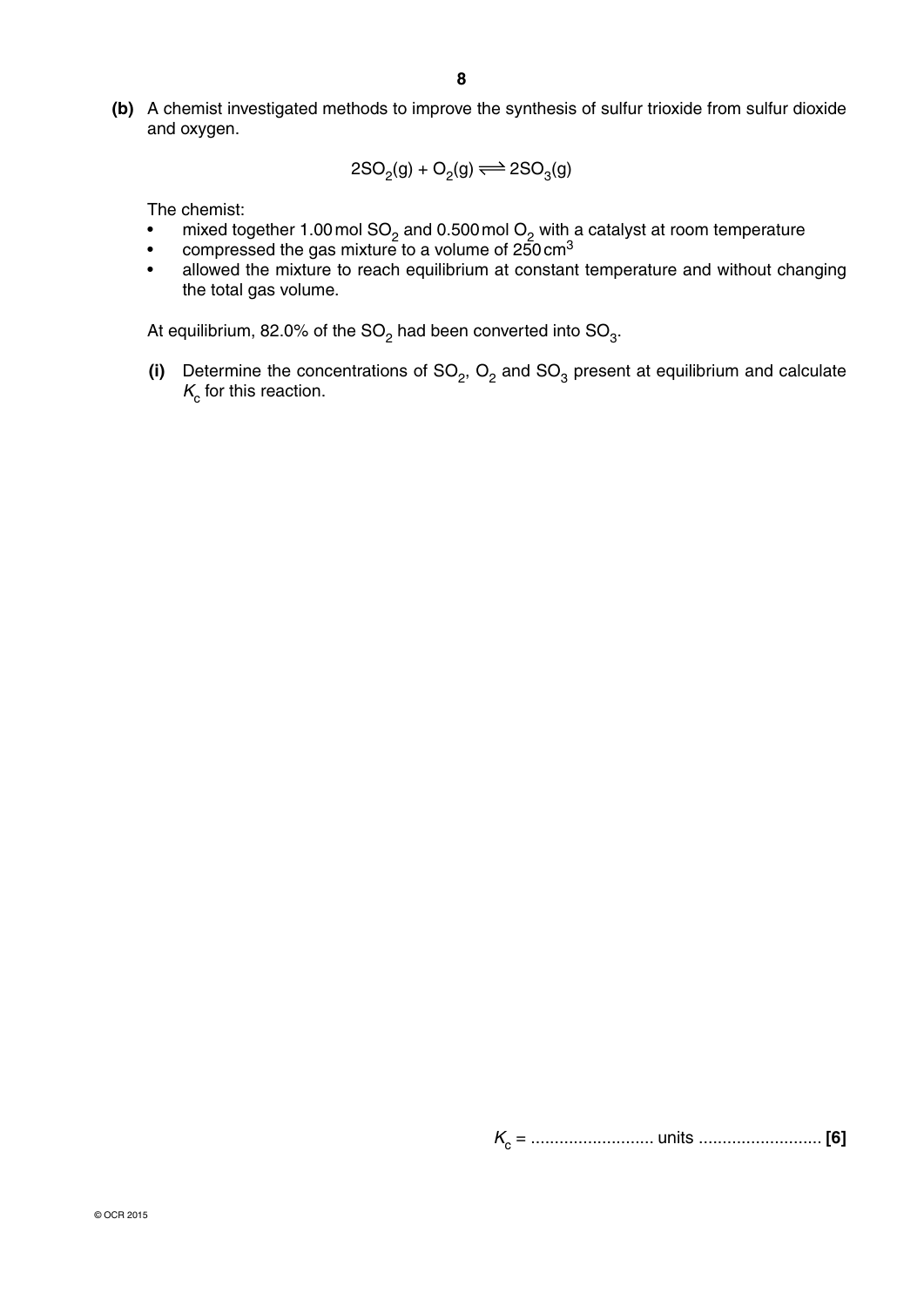**(b)** A chemist investigated methods to improve the synthesis of sulfur trioxide from sulfur dioxide and oxygen.

$$2SO_2(g) + O_2(g) \rightleftharpoons 2SO_3(g)$$

The chemist:

- mixed together 1.00 mol $SO_2$ and 0.500 mol $O_2$ with a catalyst at room temperature
- compressed the gas mixture to a volume of 250 $cm^3$
- allowed the mixture to reach equilibrium at constant temperature and without changing the total gas volume.

At equilibrium, 82.0% of the $SO_2$ had been converted into $SO_3$.

**(i)** Determine the concentrations of $SO_2$, $O_2$ and $SO_3$ present at equilibrium and calculate $K_c$ for this reaction.

$K_c$ = .......................... units .......................... **[6]**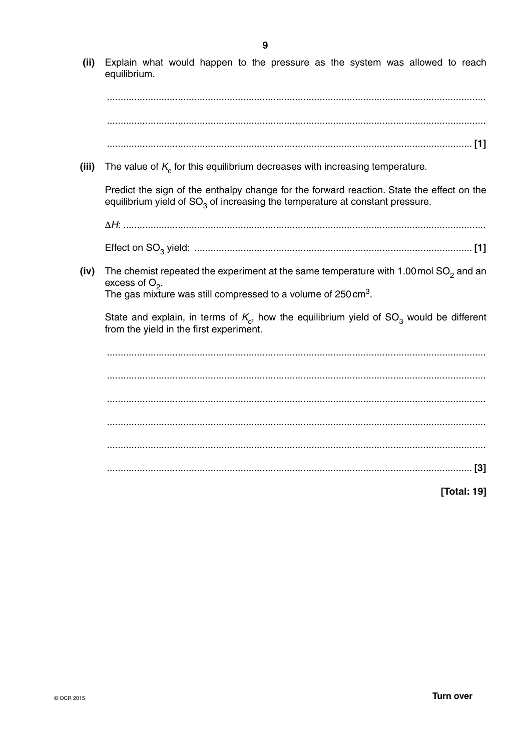**(ii)** Explain what would happen to the pressure as the system was allowed to reach equilibrium.

..........................................................................................................................................

..........................................................................................................................................

.................................................................................................................................... **[1]**

**(iii)** The value of $K_c$ for this equilibrium decreases with increasing temperature.

Predict the sign of the enthalpy change for the forward reaction. State the effect on the equilibrium yield of $SO_3$ of increasing the temperature at constant pressure.

$\Delta H$: ..................................................................................................................................

Effect on $SO_3$ yield: .................................................................................................... **[1]**

**(iv)** The chemist repeated the experiment at the same temperature with 1.00 mol $SO_2$ and an excess of $O_2$.
The gas mixture was still compressed to a volume of 250 $cm^3$.

State and explain, in terms of $K_c$, how the equilibrium yield of $SO_3$ would be different from the yield in the first experiment.

..........................................................................................................................................

..........................................................................................................................................

..........................................................................................................................................

..........................................................................................................................................

..........................................................................................................................................

.................................................................................................................................... **[3]**

**[Total: 19]**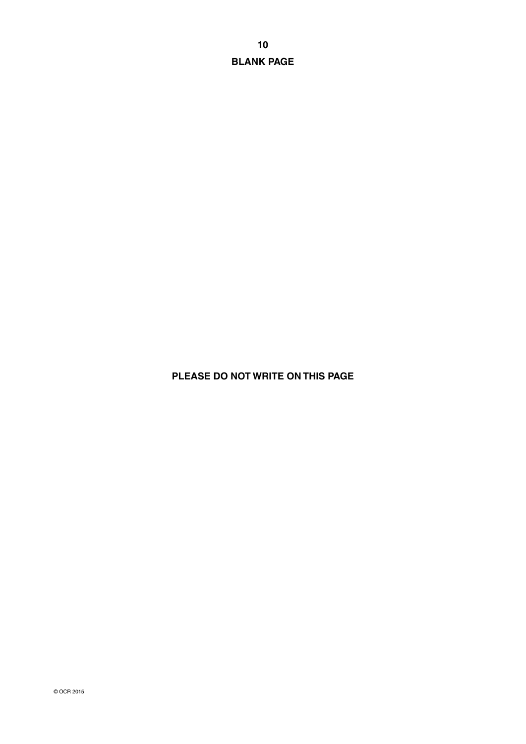**BLANK PAGE**

**PLEASE DO NOT WRITE ON THIS PAGE**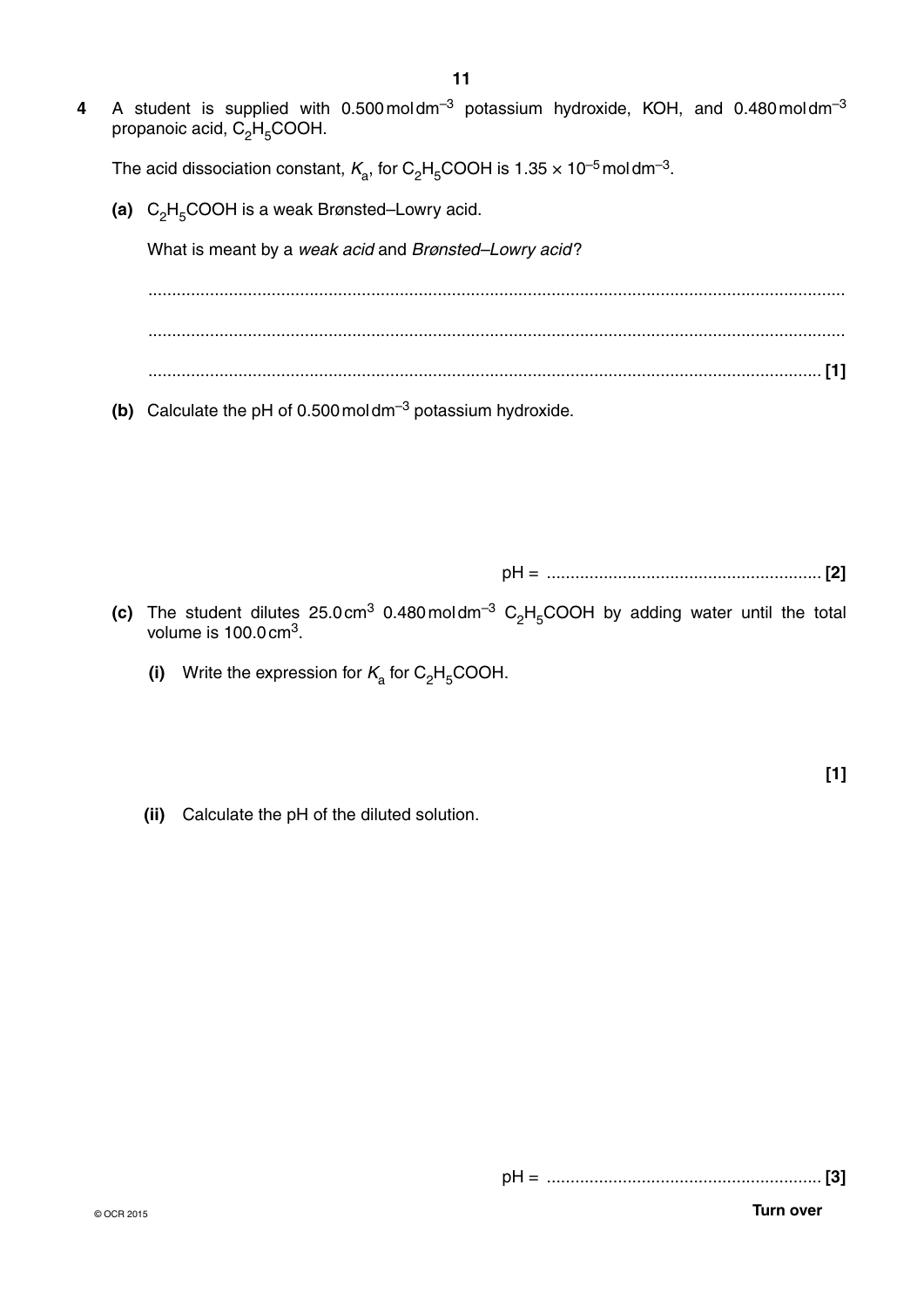**4** A student is supplied with 0.500 mol dm$^{-3}$ potassium hydroxide, KOH, and 0.480 mol dm$^{-3}$ propanoic acid, $C_2H_5COOH$.

The acid dissociation constant, $K_a$, for $C_2H_5COOH$ is $1.35 \times 10^{-5}$ mol dm$^{-3}$.

**(a)** $C_2H_5COOH$ is a weak Brønsted–Lowry acid.

What is meant by a *weak acid* and *Brønsted–Lowry acid*?

..........................................................................................................................................

..........................................................................................................................................

.................................................................................................................................... **[1]**

**(b)** Calculate the pH of 0.500 mol dm$^{-3}$ potassium hydroxide.

pH = .......................................................... **[2]**

**(c)** The student dilutes 25.0 cm$^3$ 0.480 mol dm$^{-3}$ $C_2H_5COOH$ by adding water until the total volume is 100.0 cm$^3$.

**(i)** Write the expression for $K_a$ for $C_2H_5COOH$.

**[1]**

**(ii)** Calculate the pH of the diluted solution.

pH = .......................................................... **[3]**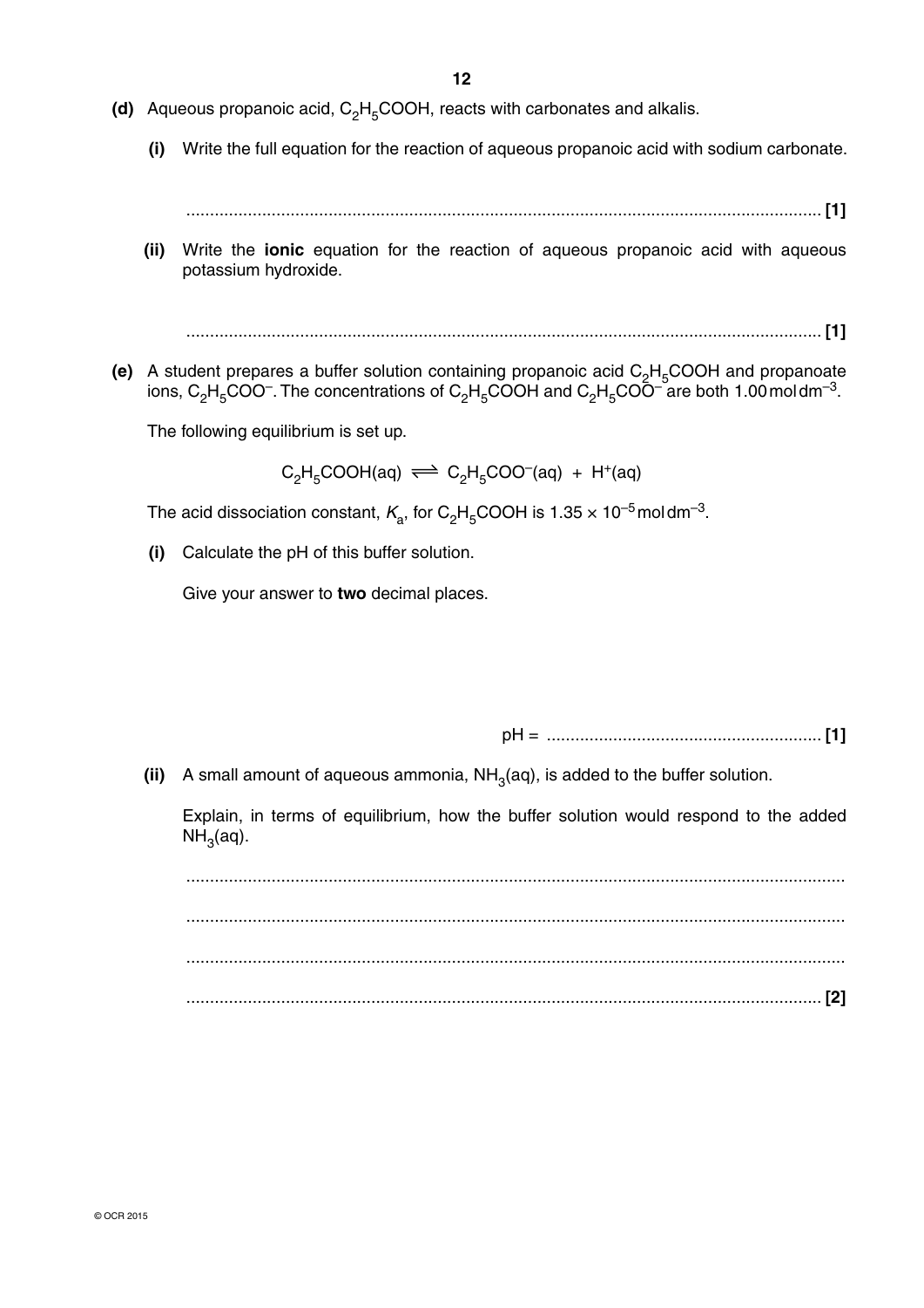**(d)** Aqueous propanoic acid, $C_2H_5COOH$, reacts with carbonates and alkalis.

**(i)** Write the full equation for the reaction of aqueous propanoic acid with sodium carbonate.

...................................................................................................................................... **[1]**

**(ii)** Write the **ionic** equation for the reaction of aqueous propanoic acid with aqueous potassium hydroxide.

...................................................................................................................................... **[1]**

**(e)** A student prepares a buffer solution containing propanoic acid $C_2H_5COOH$ and propanoate ions, $C_2H_5COO^-$. The concentrations of $C_2H_5COOH$ and $C_2H_5COO^-$ are both 1.00 mol dm$^{-3}$.

The following equilibrium is set up.

$$C_2H_5COOH(aq) \rightleftharpoons C_2H_5COO^-(aq) + H^+(aq)$$

The acid dissociation constant, $K_a$, for $C_2H_5COOH$ is $1.35 \times 10^{-5}$ mol dm$^{-3}$.

**(i)** Calculate the pH of this buffer solution.

Give your answer to **two** decimal places.

pH = ......................................................... **[1]**

**(ii)** A small amount of aqueous ammonia, $NH_3$(aq), is added to the buffer solution.

Explain, in terms of equilibrium, how the buffer solution would respond to the added $NH_3$(aq).

..........................................................................................................................................

..........................................................................................................................................

..........................................................................................................................................

...................................................................................................................................... **[2]**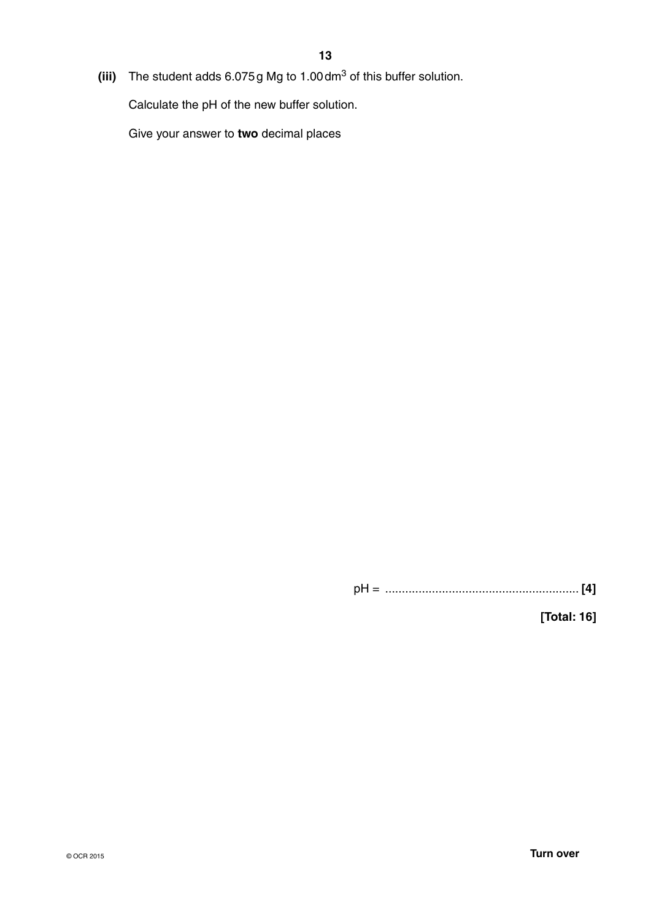**(iii)** The student adds 6.075 g Mg to 1.00 $dm^3$ of this buffer solution.

Calculate the pH of the new buffer solution.

Give your answer to **two** decimal places

pH = .......................................................... **[4]**

**[Total: 16]**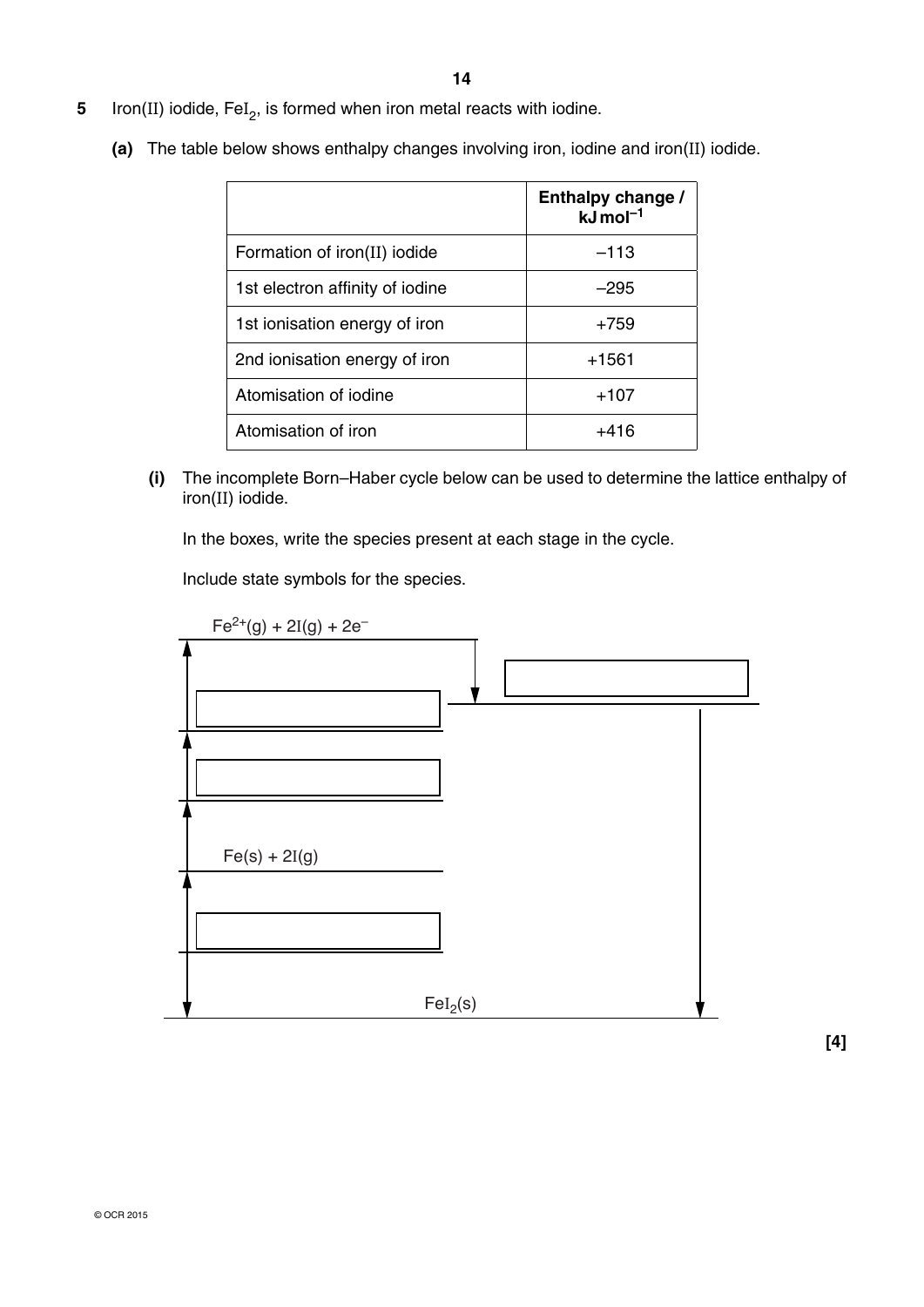**5** Iron(II) iodide, $FeI_2$, is formed when iron metal reacts with iodine.

**(a)** The table below shows enthalpy changes involving iron, iodine and iron(II) iodide.

| | **Enthalpy change / kJ mol$^{-1}$** |
|---|---|
| Formation of iron(II) iodide | –113 |
| 1st electron affinity of iodine | –295 |
| 1st ionisation energy of iron | +759 |
| 2nd ionisation energy of iron | +1561 |
| Atomisation of iodine | +107 |
| Atomisation of iron | +416 |

**(i)** The incomplete Born–Haber cycle below can be used to determine the lattice enthalpy of iron(II) iodide.

In the boxes, write the species present at each stage in the cycle.

Include state symbols for the species.

$Fe^{2+}(g) + 2I(g) + 2e^-$

[box]

[box]

[box]

$Fe(s) + 2I(g)$

[box]

$FeI_2(s)$

**[4]**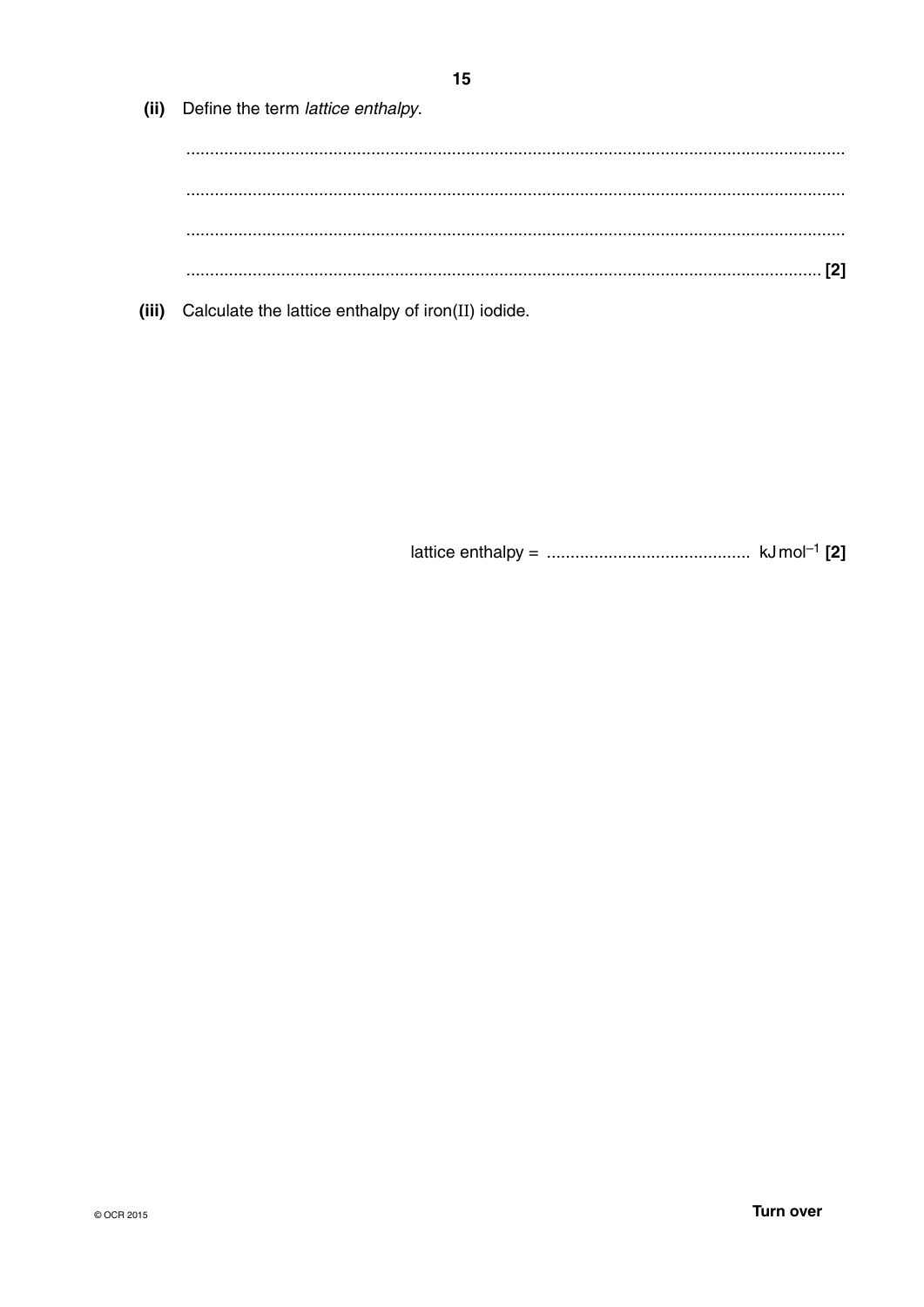**(ii)** Define the term *lattice enthalpy*.

..........................................................................................................................................

..........................................................................................................................................

..........................................................................................................................................

.................................................................................................................................... **[2]**

**(iii)** Calculate the lattice enthalpy of iron(II) iodide.

lattice enthalpy = ........................................... $kJ\,mol^{-1}$ **[2]**

**Turn over**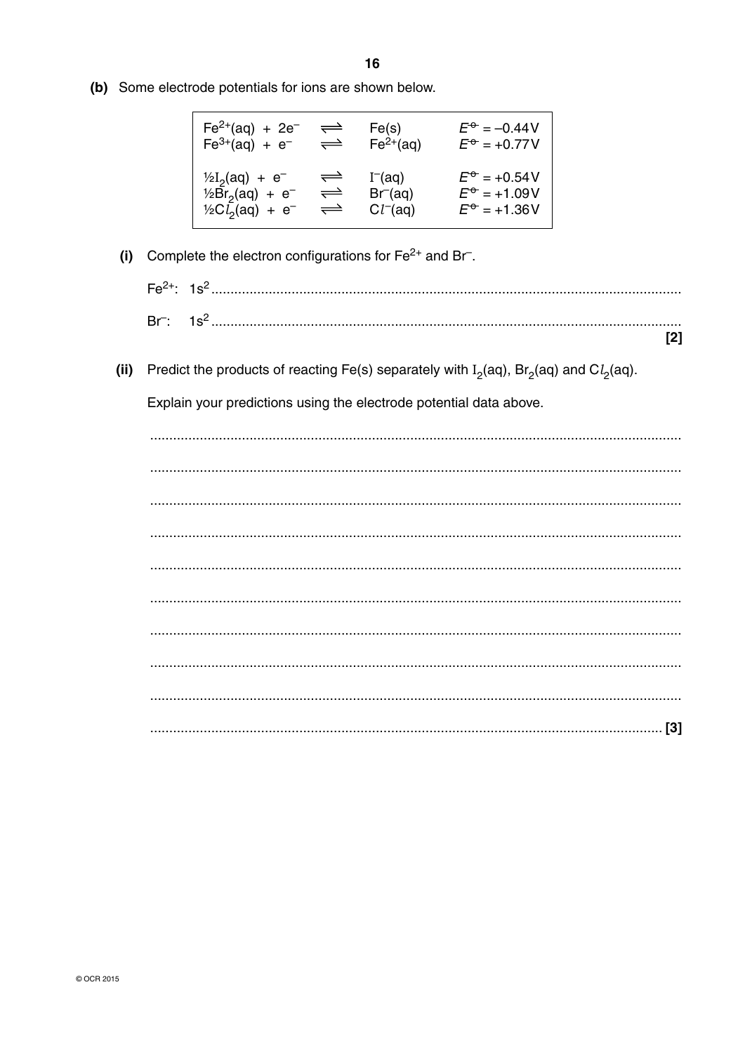**(b)** Some electrode potentials for ions are shown below.

| | | | |
|---|---|---|---|
| $Fe^{2+}(aq) + 2e^-$ | $\rightleftharpoons$ | $Fe(s)$ | $E^\ominus = -0.44\,V$ |
| $Fe^{3+}(aq) + e^-$ | $\rightleftharpoons$ | $Fe^{2+}(aq)$ | $E^\ominus = +0.77\,V$ |
| $\frac{1}{2}I_2(aq) + e^-$ | $\rightleftharpoons$ | $I^-(aq)$ | $E^\ominus = +0.54\,V$ |
| $\frac{1}{2}Br_2(aq) + e^-$ | $\rightleftharpoons$ | $Br^-(aq)$ | $E^\ominus = +1.09\,V$ |
| $\frac{1}{2}Cl_2(aq) + e^-$ | $\rightleftharpoons$ | $Cl^-(aq)$ | $E^\ominus = +1.36\,V$ |

**(i)** Complete the electron configurations for $Fe^{2+}$ and $Br^-$.

$Fe^{2+}$: $1s^2$ ..........................................................................................................................

$Br^-$: $1s^2$ .......................................................................................................................... **[2]**

**(ii)** Predict the products of reacting Fe(s) separately with $I_2(aq)$, $Br_2(aq)$ and $Cl_2(aq)$.

Explain your predictions using the electrode potential data above.

..........................................................................................................................

..........................................................................................................................

..........................................................................................................................

..........................................................................................................................

..........................................................................................................................

..........................................................................................................................

..........................................................................................................................

..........................................................................................................................

..........................................................................................................................

.......................................................................................................................... **[3]**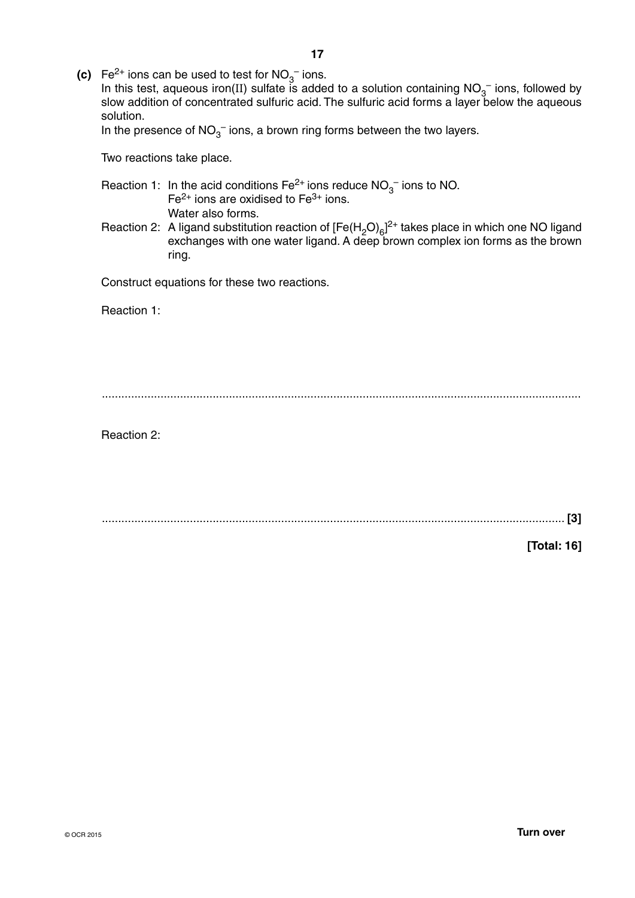**(c)** $Fe^{2+}$ ions can be used to test for $NO_3^-$ ions.
In this test, aqueous iron(II) sulfate is added to a solution containing $NO_3^-$ ions, followed by slow addition of concentrated sulfuric acid. The sulfuric acid forms a layer below the aqueous solution.
In the presence of $NO_3^-$ ions, a brown ring forms between the two layers.

Two reactions take place.

Reaction 1: In the acid conditions $Fe^{2+}$ ions reduce $NO_3^-$ ions to NO.
$Fe^{2+}$ ions are oxidised to $Fe^{3+}$ ions.
Water also forms.

Reaction 2: A ligand substitution reaction of $[Fe(H_2O)_6]^{2+}$ takes place in which one NO ligand exchanges with one water ligand. A deep brown complex ion forms as the brown ring.

Construct equations for these two reactions.

Reaction 1:

.......................................................................................................................................

Reaction 2:

....................................................................................................................................... **[3]**

**[Total: 16]**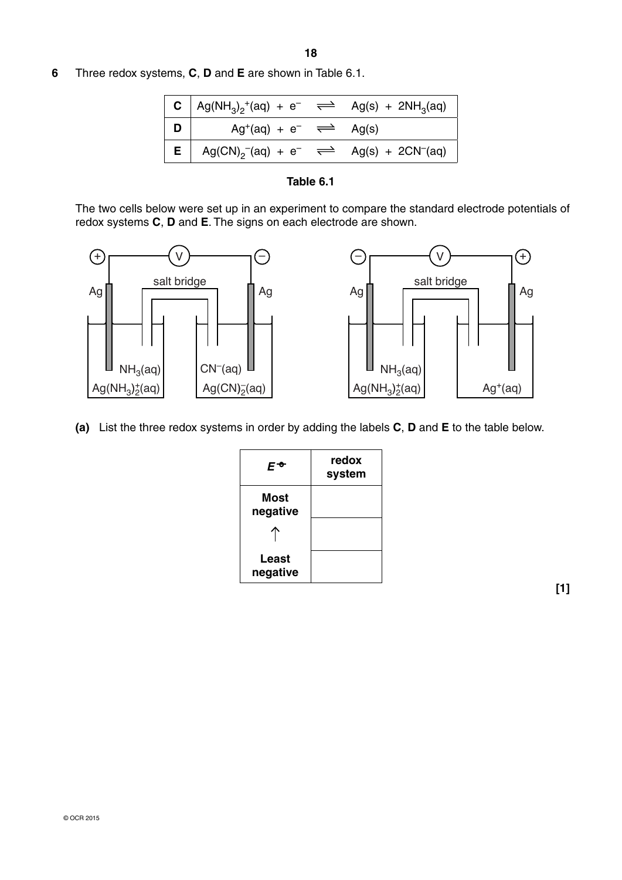**6** Three redox systems, **C**, **D** and **E** are shown in Table 6.1.

| | |
|---|---|
| **C** | $Ag(NH_3)_2^+(aq) + e^- \rightleftharpoons Ag(s) + 2NH_3(aq)$ |
| **D** | $Ag^+(aq) + e^- \rightleftharpoons Ag(s)$ |
| **E** | $Ag(CN)_2^-(aq) + e^- \rightleftharpoons Ag(s) + 2CN^-(aq)$ |

**Table 6.1**

The two cells below were set up in an experiment to compare the standard electrode potentials of redox systems **C**, **D** and **E**. The signs on each electrode are shown.

Cell 1: (+) Ag electrode in $NH_3(aq)$ / $Ag(NH_3)_2^+(aq)$ — salt bridge — Ag electrode in $CN^-(aq)$ / $Ag(CN)_2^-(aq)$ (−), connected via V

Cell 2: (−) Ag electrode in $NH_3(aq)$ / $Ag(NH_3)_2^+(aq)$ — salt bridge — Ag electrode in $Ag^+(aq)$ (+), connected via V

**(a)** List the three redox systems in order by adding the labels **C**, **D** and **E** to the table below.

| $E^\circ$ | redox system |
|---|---|
| **Most negative** | |
| ↑ | |
| **Least negative** | |

**[1]**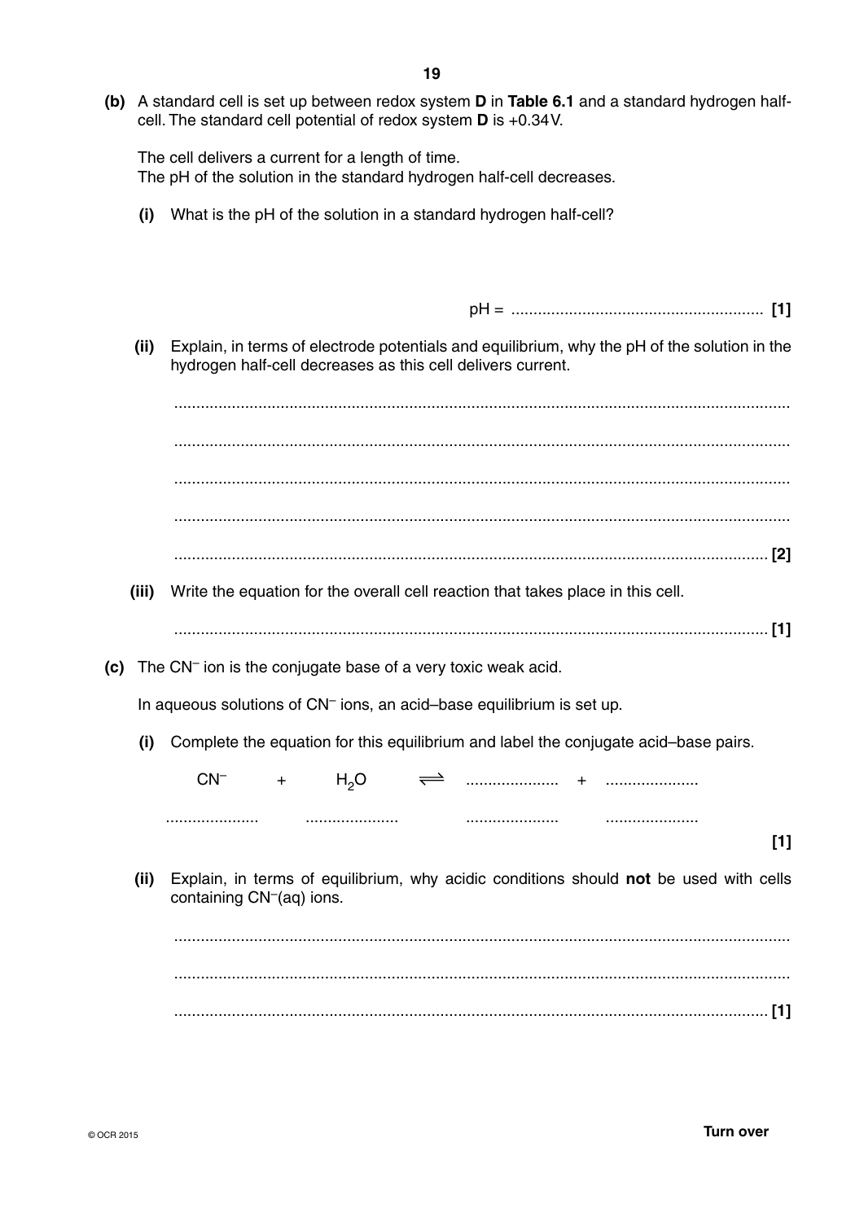**(b)** A standard cell is set up between redox system **D** in **Table 6.1** and a standard hydrogen half-cell. The standard cell potential of redox system **D** is +0.34 V.

The cell delivers a current for a length of time.
The pH of the solution in the standard hydrogen half-cell decreases.

**(i)** What is the pH of the solution in a standard hydrogen half-cell?

pH = .......................................................... **[1]**

**(ii)** Explain, in terms of electrode potentials and equilibrium, why the pH of the solution in the hydrogen half-cell decreases as this cell delivers current.

...........................................................................................................................................

...........................................................................................................................................

...........................................................................................................................................

...........................................................................................................................................

........................................................................................................................................... **[2]**

**(iii)** Write the equation for the overall cell reaction that takes place in this cell.

........................................................................................................................................... **[1]**

**(c)** The $CN^-$ ion is the conjugate base of a very toxic weak acid.

In aqueous solutions of $CN^-$ ions, an acid–base equilibrium is set up.

**(i)** Complete the equation for this equilibrium and label the conjugate acid–base pairs.

$$CN^- \quad + \quad H_2O \quad \rightleftharpoons \quad ..................... \quad + \quad .....................$$

..................... ..................... ..................... .....................

**[1]**

**(ii)** Explain, in terms of equilibrium, why acidic conditions should **not** be used with cells containing $CN^-$(aq) ions.

...........................................................................................................................................

...........................................................................................................................................

........................................................................................................................................... **[1]**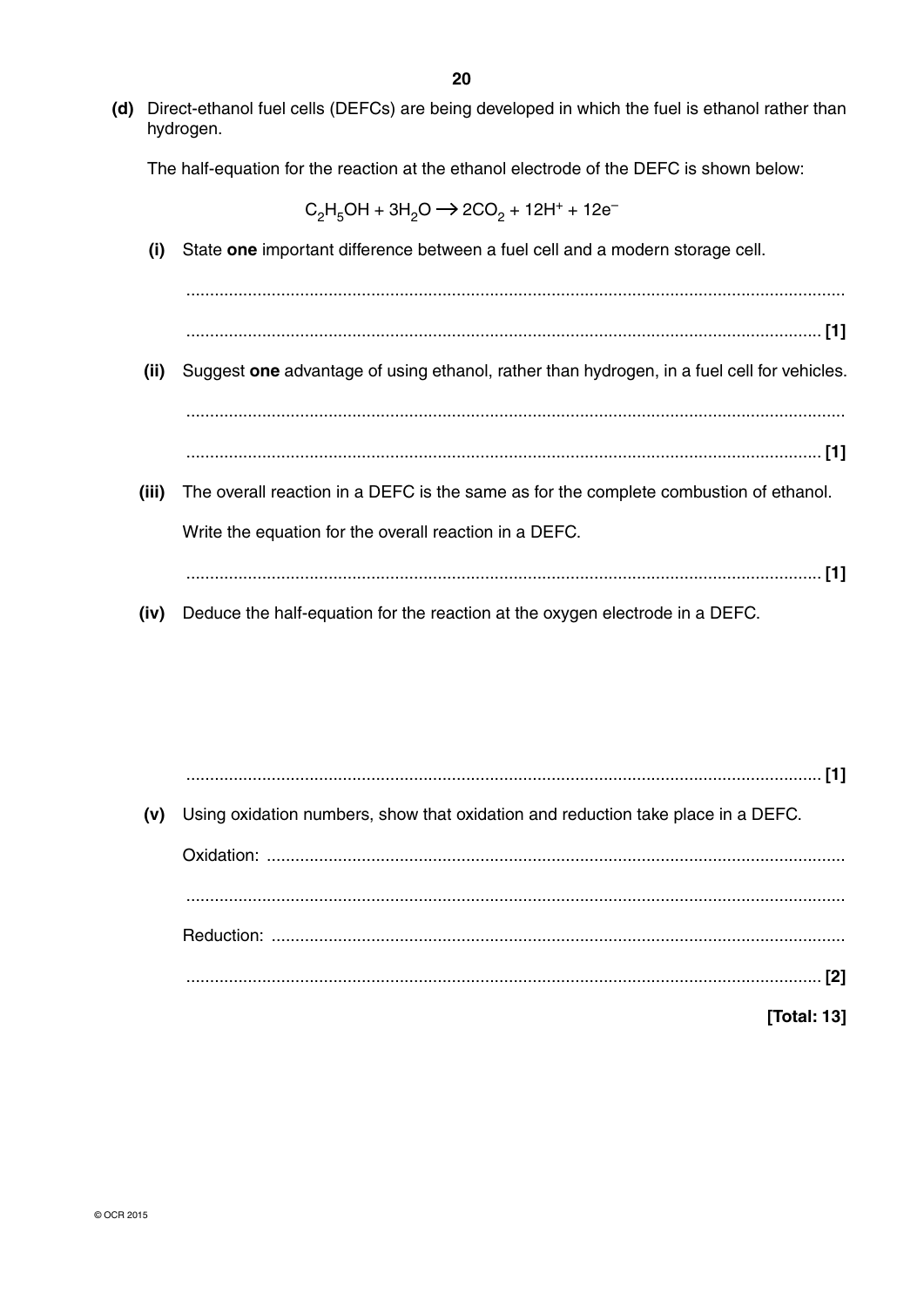**(d)** Direct-ethanol fuel cells (DEFCs) are being developed in which the fuel is ethanol rather than hydrogen.

The half-equation for the reaction at the ethanol electrode of the DEFC is shown below:

$$C_2H_5OH + 3H_2O \longrightarrow 2CO_2 + 12H^+ + 12e^-$$

**(i)** State **one** important difference between a fuel cell and a modern storage cell.

..........................................................................................................................................

.......................................................................................................................................... **[1]**

**(ii)** Suggest **one** advantage of using ethanol, rather than hydrogen, in a fuel cell for vehicles.

..........................................................................................................................................

.......................................................................................................................................... **[1]**

**(iii)** The overall reaction in a DEFC is the same as for the complete combustion of ethanol.

Write the equation for the overall reaction in a DEFC.

.......................................................................................................................................... **[1]**

**(iv)** Deduce the half-equation for the reaction at the oxygen electrode in a DEFC.

.......................................................................................................................................... **[1]**

**(v)** Using oxidation numbers, show that oxidation and reduction take place in a DEFC.

Oxidation: ..........................................................................................................................

..........................................................................................................................................

Reduction: ..........................................................................................................................

.......................................................................................................................................... **[2]**

**[Total: 13]**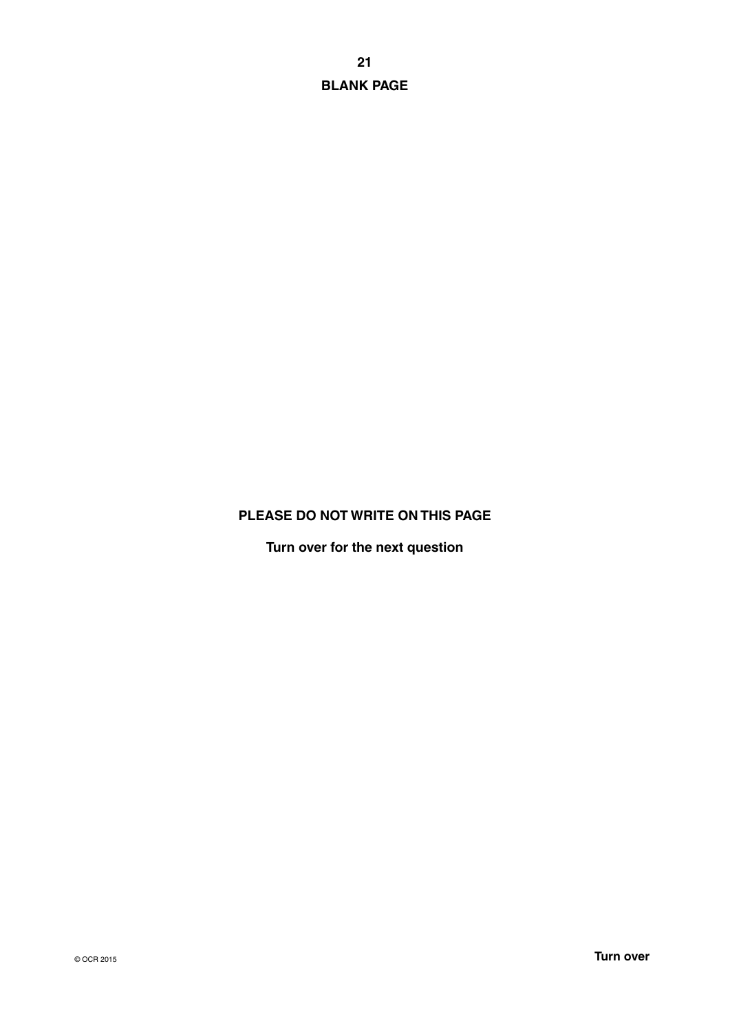**BLANK PAGE**

**PLEASE DO NOT WRITE ON THIS PAGE**

**Turn over for the next question**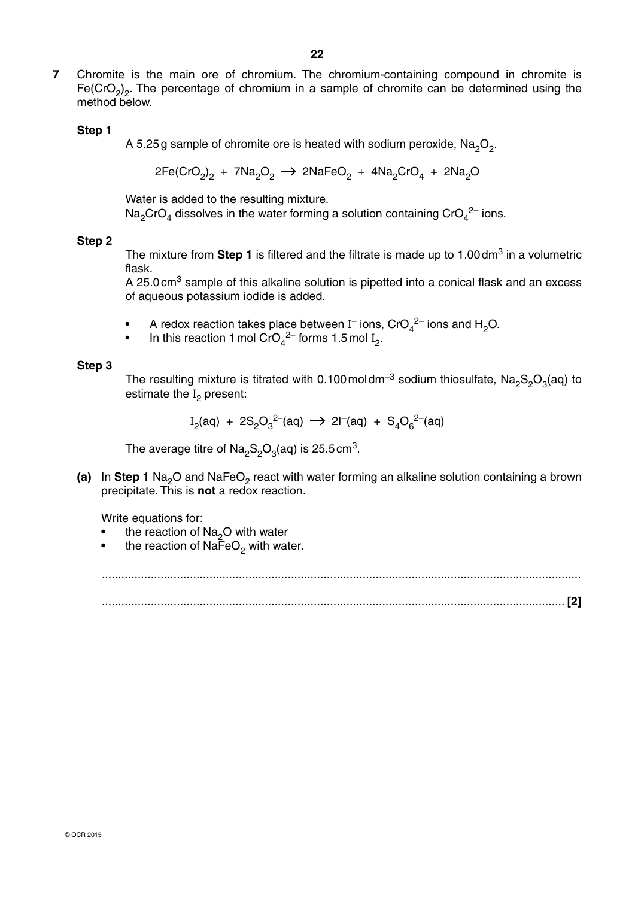**7** Chromite is the main ore of chromium. The chromium-containing compound in chromite is $Fe(CrO_2)_2$. The percentage of chromium in a sample of chromite can be determined using the method below.

**Step 1**

A 5.25 g sample of chromite ore is heated with sodium peroxide, $Na_2O_2$.

$$2Fe(CrO_2)_2 + 7Na_2O_2 \rightarrow 2NaFeO_2 + 4Na_2CrO_4 + 2Na_2O$$

Water is added to the resulting mixture.
$Na_2CrO_4$ dissolves in the water forming a solution containing $CrO_4^{2-}$ ions.

**Step 2**

The mixture from **Step 1** is filtered and the filtrate is made up to 1.00 dm$^3$ in a volumetric flask.
A 25.0 cm$^3$ sample of this alkaline solution is pipetted into a conical flask and an excess of aqueous potassium iodide is added.

- A redox reaction takes place between $I^-$ ions, $CrO_4^{2-}$ ions and $H_2O$.
- In this reaction 1 mol $CrO_4^{2-}$ forms 1.5 mol $I_2$.

**Step 3**

The resulting mixture is titrated with 0.100 mol dm$^{-3}$ sodium thiosulfate, $Na_2S_2O_3(aq)$ to estimate the $I_2$ present:

$$I_2(aq) + 2S_2O_3^{2-}(aq) \rightarrow 2I^-(aq) + S_4O_6^{2-}(aq)$$

The average titre of $Na_2S_2O_3(aq)$ is 25.5 cm$^3$.

**(a)** In **Step 1** $Na_2O$ and $NaFeO_2$ react with water forming an alkaline solution containing a brown precipitate. This is **not** a redox reaction.

Write equations for:

- the reaction of $Na_2O$ with water
- the reaction of $NaFeO_2$ with water.

..........................................................................................................................................

.......................................................................................................................................... **[2]**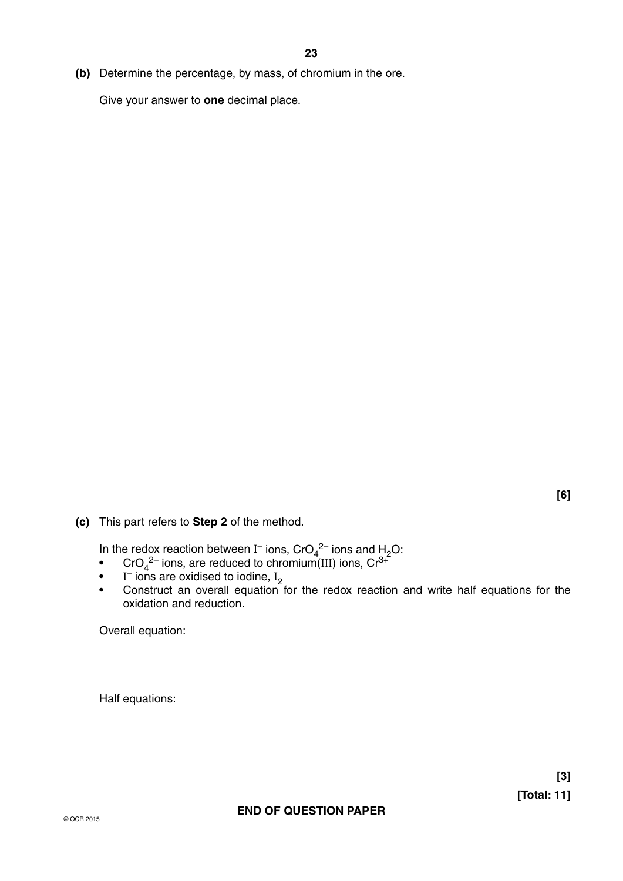**(b)** Determine the percentage, by mass, of chromium in the ore.

Give your answer to **one** decimal place.

**[6]**

**(c)** This part refers to **Step 2** of the method.

In the redox reaction between $I^-$ ions, $CrO_4^{2-}$ ions and $H_2O$:

- $CrO_4^{2-}$ ions, are reduced to chromium(III) ions, $Cr^{3+}$
- $I^-$ ions are oxidised to iodine, $I_2$
- Construct an overall equation for the redox reaction and write half equations for the oxidation and reduction.

Overall equation:

Half equations:

**[3]**

**[Total: 11]**

**END OF QUESTION PAPER**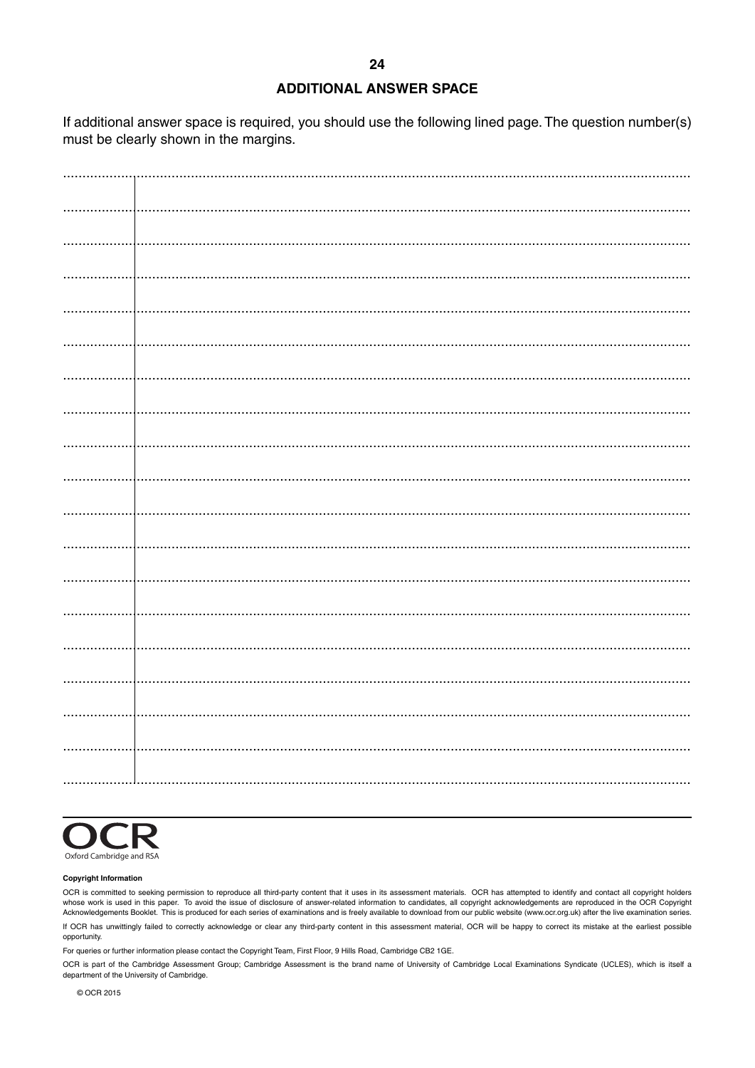## ADDITIONAL ANSWER SPACE

If additional answer space is required, you should use the following lined page. The question number(s) must be clearly shown in the margins.

OCR
Oxford Cambridge and RSA

**Copyright Information**

OCR is committed to seeking permission to reproduce all third-party content that it uses in its assessment materials. OCR has attempted to identify and contact all copyright holders whose work is used in this paper. To avoid the issue of disclosure of answer-related information to candidates, all copyright acknowledgements are reproduced in the OCR Copyright Acknowledgements Booklet. This is produced for each series of examinations and is freely available to download from our public website (www.ocr.org.uk) after the live examination series.

If OCR has unwittingly failed to correctly acknowledge or clear any third-party content in this assessment material, OCR will be happy to correct its mistake at the earliest possible opportunity.

For queries or further information please contact the Copyright Team, First Floor, 9 Hills Road, Cambridge CB2 1GE.

OCR is part of the Cambridge Assessment Group; Cambridge Assessment is the brand name of University of Cambridge Local Examinations Syndicate (UCLES), which is itself a department of the University of Cambridge.

© OCR 2015